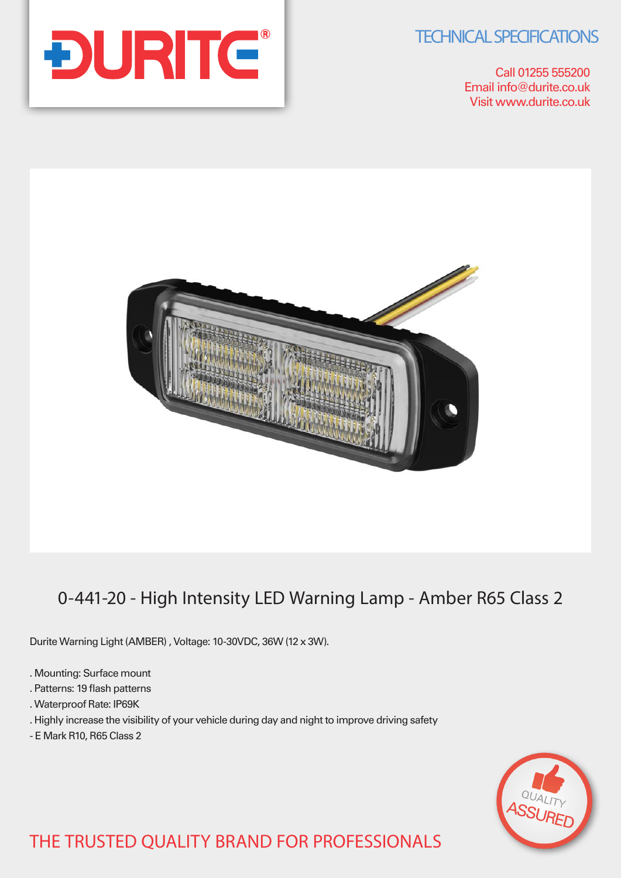TECHNICAL SPECIFICATIONS

Call 01255 555200
Email info@durite.co.uk
Visit www.durite.co.uk

# 0-441-20 - High Intensity LED Warning Lamp - Amber R65 Class 2

Durite Warning Light (AMBER) , Voltage: 10-30VDC, 36W (12 x 3W).

. Mounting: Surface mount
. Patterns: 19 flash patterns
. Waterproof Rate: IP69K
. Highly increase the visibility of your vehicle during day and night to improve driving safety
- E Mark R10, R65 Class 2

THE TRUSTED QUALITY BRAND FOR PROFESSIONALS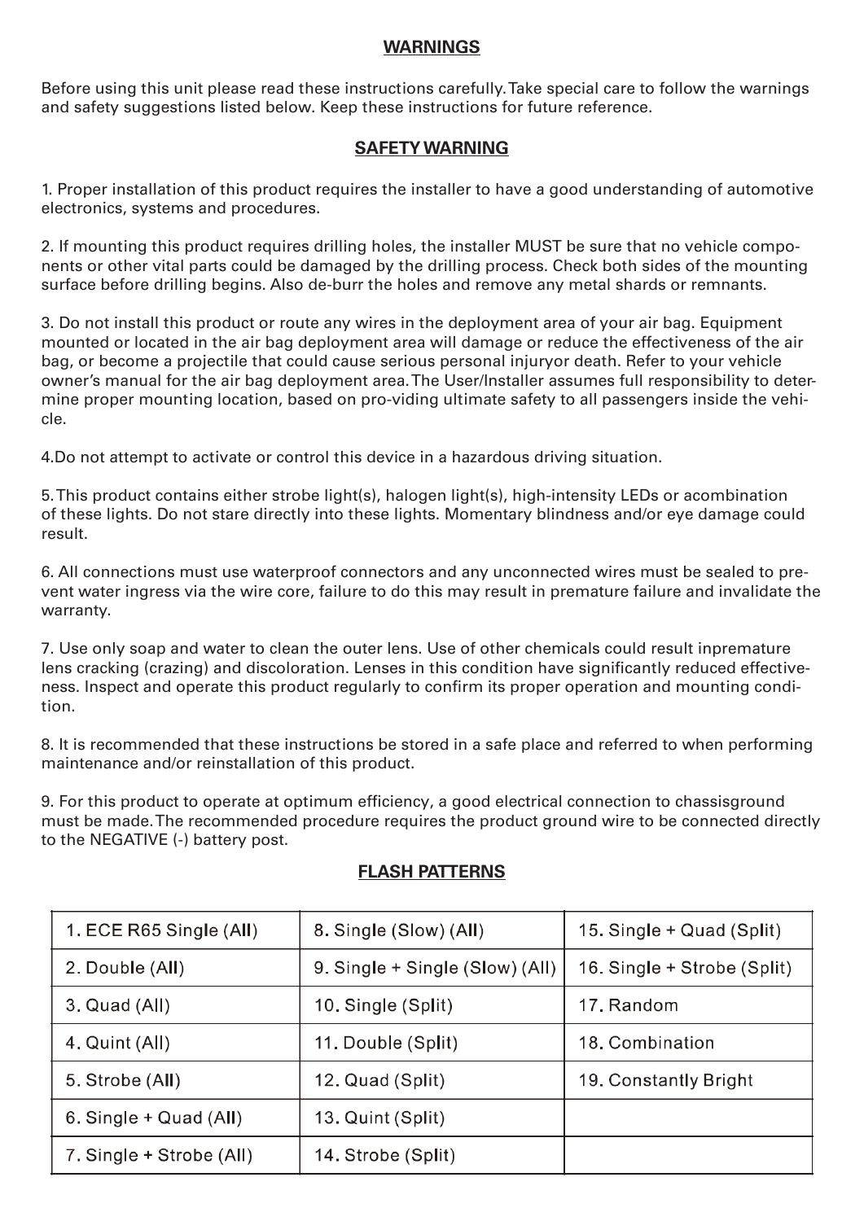## WARNINGS

Before using this unit please read these instructions carefully. Take special care to follow the warnings and safety suggestions listed below. Keep these instructions for future reference.

## SAFETY WARNING

1. Proper installation of this product requires the installer to have a good understanding of automotive electronics, systems and procedures.

2. If mounting this product requires drilling holes, the installer MUST be sure that no vehicle components or other vital parts could be damaged by the drilling process. Check both sides of the mounting surface before drilling begins. Also de-burr the holes and remove any metal shards or remnants.

3. Do not install this product or route any wires in the deployment area of your air bag. Equipment mounted or located in the air bag deployment area will damage or reduce the effectiveness of the air bag, or become a projectile that could cause serious personal injuryor death. Refer to your vehicle owner's manual for the air bag deployment area. The User/Installer assumes full responsibility to determine proper mounting location, based on pro-viding ultimate safety to all passengers inside the vehicle.

4. Do not attempt to activate or control this device in a hazardous driving situation.

5. This product contains either strobe light(s), halogen light(s), high-intensity LEDs or acombination of these lights. Do not stare directly into these lights. Momentary blindness and/or eye damage could result.

6. All connections must use waterproof connectors and any unconnected wires must be sealed to prevent water ingress via the wire core, failure to do this may result in premature failure and invalidate the warranty.

7. Use only soap and water to clean the outer lens. Use of other chemicals could result inpremature lens cracking (crazing) and discoloration. Lenses in this condition have significantly reduced effectiveness. Inspect and operate this product regularly to confirm its proper operation and mounting condition.

8. It is recommended that these instructions be stored in a safe place and referred to when performing maintenance and/or reinstallation of this product.

9. For this product to operate at optimum efficiency, a good electrical connection to chassisground must be made. The recommended procedure requires the product ground wire to be connected directly to the NEGATIVE (-) battery post.

## FLASH PATTERNS

| | | |
|---|---|---|
| 1. ECE R65 Single (All) | 8. Single (Slow) (All) | 15. Single + Quad (Split) |
| 2. Double (All) | 9. Single + Single (Slow) (All) | 16. Single + Strobe (Split) |
| 3. Quad (All) | 10. Single (Split) | 17. Random |
| 4. Quint (All) | 11. Double (Split) | 18. Combination |
| 5. Strobe (All) | 12. Quad (Split) | 19. Constantly Bright |
| 6. Single + Quad (All) | 13. Quint (Split) | |
| 7. Single + Strobe (All) | 14. Strobe (Split) | |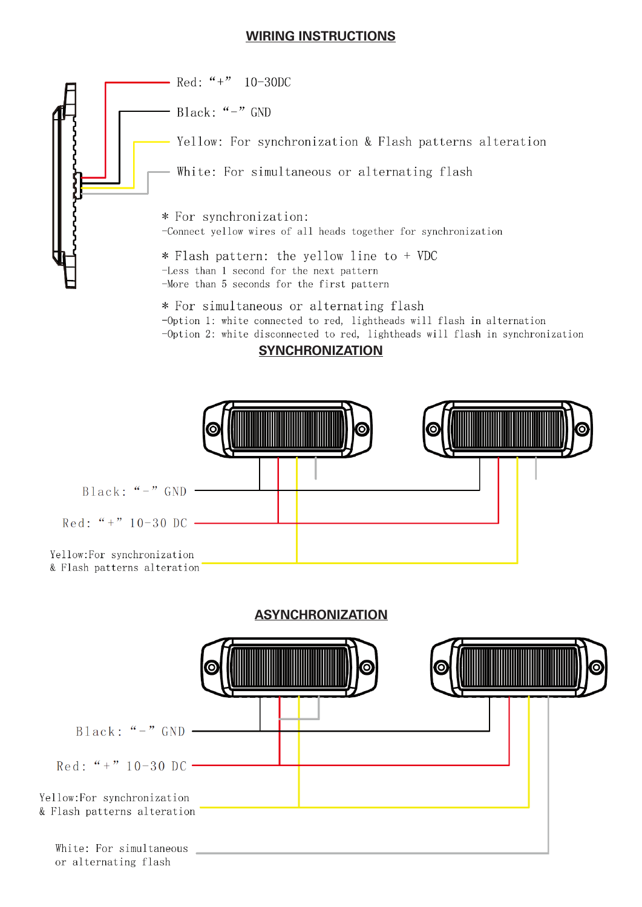## WIRING INSTRUCTIONS

Red: "+" 10-30DC

Black: "-" GND

Yellow: For synchronization & Flash patterns alteration

White: For simultaneous or alternating flash

\* For synchronization:

-Connect yellow wires of all heads together for synchronization

\* Flash pattern: the yellow line to + VDC

-Less than 1 second for the next pattern

-More than 5 seconds for the first pattern

\* For simultaneous or alternating flash

-Option 1: white connected to red, lightheads will flash in alternation

-Option 2: white disconnected to red, lightheads will flash in synchronization

## SYNCHRONIZATION

Black: "-" GND

Red: "+" 10-30 DC

Yellow:For synchronization & Flash patterns alteration

## ASYNCHRONIZATION

Black: "-" GND

Red: "+" 10-30 DC

Yellow:For synchronization & Flash patterns alteration

White: For simultaneous or alternating flash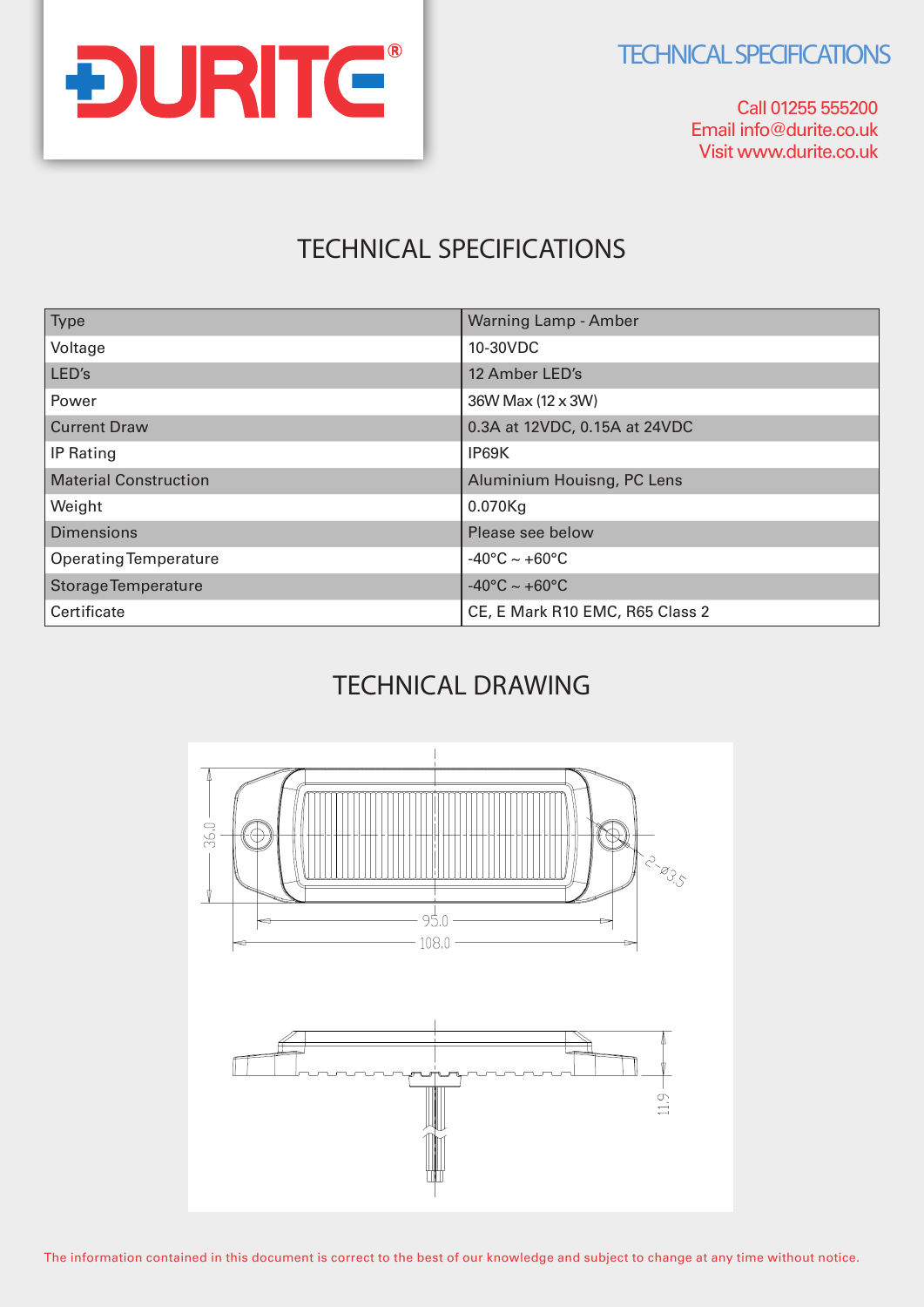# TECHNICAL SPECIFICATIONS

Call 01255 555200
Email info@durite.co.uk
Visit www.durite.co.uk

## TECHNICAL SPECIFICATIONS

| | |
|---|---|
| Type | Warning Lamp - Amber |
| Voltage | 10-30VDC |
| LED's | 12 Amber LED's |
| Power | 36W Max (12 x 3W) |
| Current Draw | 0.3A at 12VDC, 0.15A at 24VDC |
| IP Rating | IP69K |
| Material Construction | Aluminium Houisng, PC Lens |
| Weight | 0.070Kg |
| Dimensions | Please see below |
| Operating Temperature | -40°C ~ +60°C |
| Storage Temperature | -40°C ~ +60°C |
| Certificate | CE, E Mark R10 EMC, R65 Class 2 |

## TECHNICAL DRAWING

36.0
2-Ø3.5
95.0
108.0
11.9

The information contained in this document is correct to the best of our knowledge and subject to change at any time without notice.